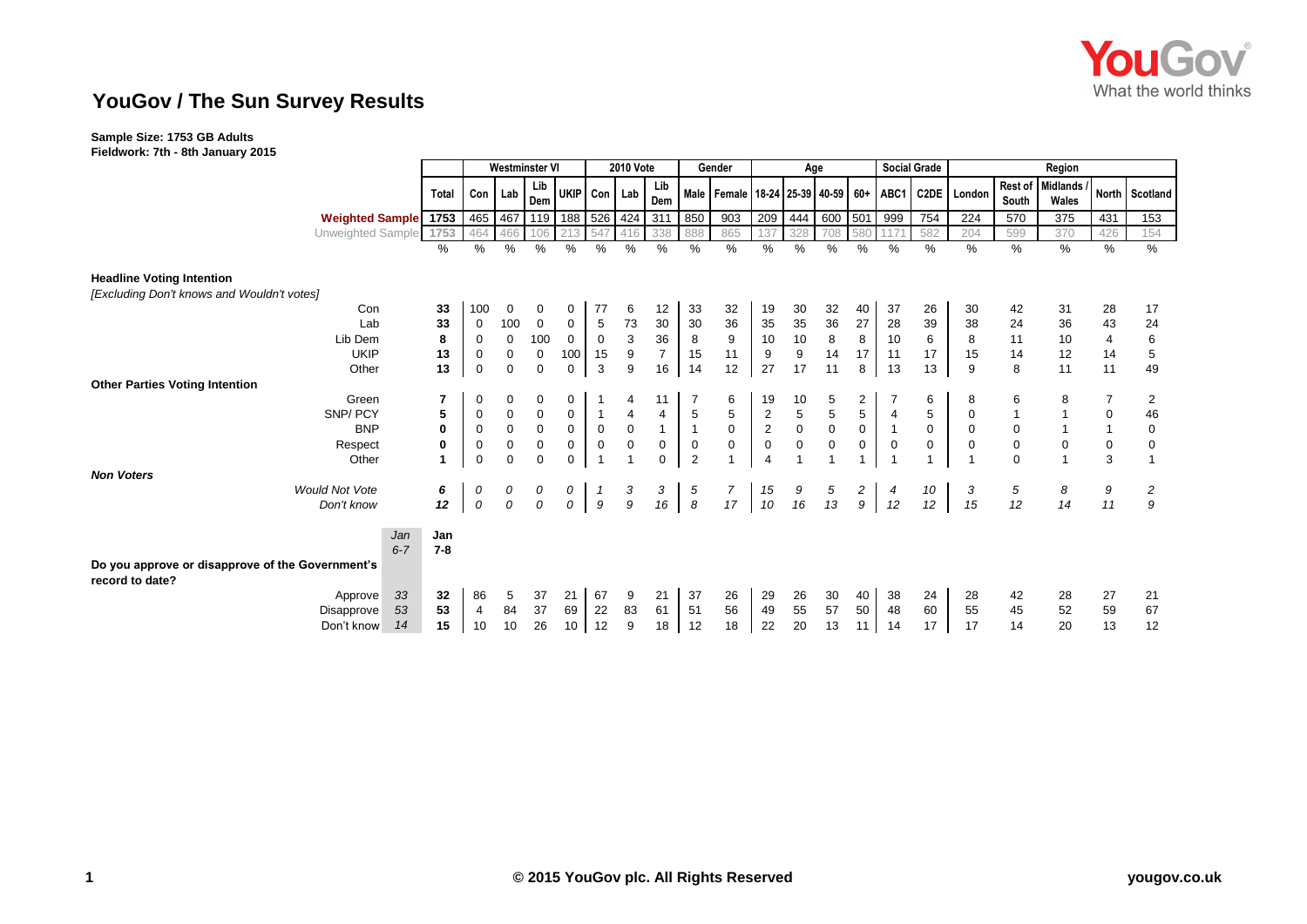# YouGov / The Sun Survey Results

**Sample Size: 1753 GB Adults**
**Fieldwork: 7th - 8th January 2015**

| | | Total | Westminster VI | | | | 2010 Vote | | | Gender | | Age | | | | Social Grade | | Region | | | | |
|---|---|---|---|---|---|---|---|---|---|---|---|---|---|---|---|---|---|---|---|---|---|---|
| | | | Con | Lab | Lib Dem | UKIP | Con | Lab | Lib Dem | Male | Female | 18-24 | 25-39 | 40-59 | 60+ | ABC1 | C2DE | London | Rest of South | Midlands / Wales | North | Scotland |
| **Weighted Sample** | | 1753 | 465 | 467 | 119 | 188 | 526 | 424 | 311 | 850 | 903 | 209 | 444 | 600 | 501 | 999 | 754 | 224 | 570 | 375 | 431 | 153 |
| Unweighted Sample | | 1753 | 464 | 466 | 106 | 213 | 547 | 416 | 338 | 888 | 865 | 137 | 328 | 708 | 580 | 1171 | 582 | 204 | 599 | 370 | 426 | 154 |
| | | % | % | % | % | % | % | % | % | % | % | % | % | % | % | % | % | % | % | % | % | % |
| **Headline Voting Intention** | | | | | | | | | | | | | | | | | | | | | | |
| *[Excluding Don't knows and Wouldn't votes]* | | | | | | | | | | | | | | | | | | | | | | |
| Con | | **33** | 100 | 0 | 0 | 0 | 77 | 6 | 12 | 33 | 32 | 19 | 30 | 32 | 40 | 37 | 26 | 30 | 42 | 31 | 28 | 17 |
| Lab | | **33** | 0 | 100 | 0 | 0 | 5 | 73 | 30 | 30 | 36 | 35 | 35 | 36 | 27 | 28 | 39 | 38 | 24 | 36 | 43 | 24 |
| Lib Dem | | **8** | 0 | 0 | 100 | 0 | 0 | 3 | 36 | 8 | 9 | 10 | 10 | 8 | 8 | 10 | 6 | 8 | 11 | 10 | 4 | 6 |
| UKIP | | **13** | 0 | 0 | 0 | 100 | 15 | 9 | 7 | 15 | 11 | 9 | 9 | 14 | 17 | 11 | 17 | 15 | 14 | 12 | 14 | 5 |
| Other | | **13** | 0 | 0 | 0 | 0 | 3 | 9 | 16 | 14 | 12 | 27 | 17 | 11 | 8 | 13 | 13 | 9 | 8 | 11 | 11 | 49 |
| **Other Parties Voting Intention** | | | | | | | | | | | | | | | | | | | | | | |
| Green | | **7** | 0 | 0 | 0 | 0 | 1 | 4 | 11 | 7 | 6 | 19 | 10 | 5 | 2 | 7 | 6 | 8 | 6 | 8 | 7 | 2 |
| SNP/ PCY | | **5** | 0 | 0 | 0 | 0 | 1 | 4 | 4 | 5 | 5 | 2 | 5 | 5 | 5 | 4 | 5 | 0 | 1 | 1 | 0 | 46 |
| BNP | | **0** | 0 | 0 | 0 | 0 | 0 | 0 | 1 | 1 | 0 | 2 | 0 | 0 | 0 | 1 | 0 | 0 | 0 | 1 | 1 | 0 |
| Respect | | **0** | 0 | 0 | 0 | 0 | 0 | 0 | 0 | 0 | 0 | 0 | 0 | 0 | 0 | 0 | 0 | 0 | 0 | 0 | 0 | 0 |
| Other | | **1** | 0 | 0 | 0 | 0 | 1 | 1 | 0 | 2 | 1 | 4 | 1 | 1 | 1 | 1 | 1 | 1 | 0 | 1 | 3 | 1 |
| ***Non Voters*** | | | | | | | | | | | | | | | | | | | | | | |
| *Would Not Vote* | | ***6*** | *0* | *0* | *0* | *0* | *1* | *3* | *3* | *5* | *7* | *15* | *9* | *5* | *2* | *4* | *10* | *3* | *5* | *8* | *9* | *2* |
| *Don't know* | | ***12*** | *0* | *0* | *0* | *0* | *9* | *9* | *16* | *8* | *17* | *10* | *16* | *13* | *9* | *12* | *12* | *15* | *12* | *14* | *11* | *9* |
| | *Jan 6-7* | **Jan 7-8** | | | | | | | | | | | | | | | | | | | | |
| **Do you approve or disapprove of the Government's record to date?** | | | | | | | | | | | | | | | | | | | | | | |
| Approve | *33* | **32** | 86 | 5 | 37 | 21 | 67 | 9 | 21 | 37 | 26 | 29 | 26 | 30 | 40 | 38 | 24 | 28 | 42 | 28 | 27 | 21 |
| Disapprove | *53* | **53** | 4 | 84 | 37 | 69 | 22 | 83 | 61 | 51 | 56 | 49 | 55 | 57 | 50 | 48 | 60 | 55 | 45 | 52 | 59 | 67 |
| Don't know | *14* | **15** | 10 | 10 | 26 | 10 | 12 | 9 | 18 | 12 | 18 | 22 | 20 | 13 | 11 | 14 | 17 | 17 | 14 | 20 | 13 | 12 |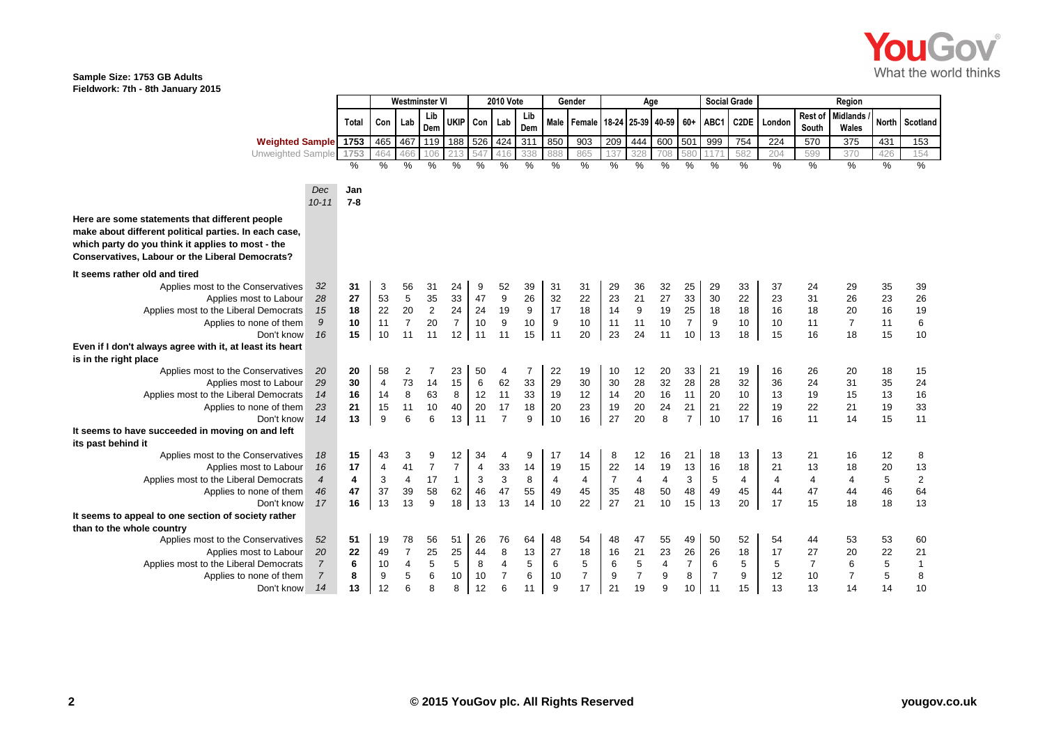**Sample Size: 1753 GB Adults**
**Fieldwork: 7th - 8th January 2015**

| | | Total | Westminster VI | | | | 2010 Vote | | | Gender | | Age | | | | Social Grade | | Region | | | | |
|---|---|---|---|---|---|---|---|---|---|---|---|---|---|---|---|---|---|---|---|---|---|---|
| | | | Con | Lab | Lib Dem | UKIP | Con | Lab | Lib Dem | Male | Female | 18-24 | 25-39 | 40-59 | 60+ | ABC1 | C2DE | London | Rest of South | Midlands / Wales | North | Scotland |
| **Weighted Sample** | | 1753 | 465 | 467 | 119 | 188 | 526 | 424 | 311 | 850 | 903 | 209 | 444 | 600 | 501 | 999 | 754 | 224 | 570 | 375 | 431 | 153 |
| Unweighted Sample | | 1753 | 464 | 466 | 106 | 213 | 547 | 416 | 338 | 888 | 865 | 137 | 328 | 708 | 580 | 1171 | 582 | 204 | 599 | 370 | 426 | 154 |
| | | % | % | % | % | % | % | % | % | % | % | % | % | % | % | % | % | % | % | % | % | % |
| | *Dec 10-11* | **Jan 7-8** | | | | | | | | | | | | | | | | | | | | |
| **Here are some statements that different people make about different political parties. In each case, which party do you think it applies to most - the Conservatives, Labour or the Liberal Democrats?** | | | | | | | | | | | | | | | | | | | | | | |
| **It seems rather old and tired** | | | | | | | | | | | | | | | | | | | | | | |
| Applies most to the Conservatives | *32* | **31** | 3 | 56 | 31 | 24 | 9 | 52 | 39 | 31 | 31 | 29 | 36 | 32 | 25 | 29 | 33 | 37 | 24 | 29 | 35 | 39 |
| Applies most to Labour | *28* | **27** | 53 | 5 | 35 | 33 | 47 | 9 | 26 | 32 | 22 | 23 | 21 | 27 | 33 | 30 | 22 | 23 | 31 | 26 | 23 | 26 |
| Applies most to the Liberal Democrats | *15* | **18** | 22 | 20 | 2 | 24 | 24 | 19 | 9 | 17 | 18 | 14 | 9 | 19 | 25 | 18 | 18 | 16 | 18 | 20 | 16 | 19 |
| Applies to none of them | *9* | **10** | 11 | 7 | 20 | 7 | 10 | 9 | 10 | 9 | 10 | 11 | 11 | 10 | 7 | 9 | 10 | 10 | 11 | 7 | 11 | 6 |
| Don't know | *16* | **15** | 10 | 11 | 11 | 12 | 11 | 11 | 15 | 11 | 20 | 23 | 24 | 11 | 10 | 13 | 18 | 15 | 16 | 18 | 15 | 10 |
| **Even if I don't always agree with it, at least its heart is in the right place** | | | | | | | | | | | | | | | | | | | | | | |
| Applies most to the Conservatives | *20* | **20** | 58 | 2 | 7 | 23 | 50 | 4 | 7 | 22 | 19 | 10 | 12 | 20 | 33 | 21 | 19 | 16 | 26 | 20 | 18 | 15 |
| Applies most to Labour | *29* | **30** | 4 | 73 | 14 | 15 | 6 | 62 | 33 | 29 | 30 | 30 | 28 | 32 | 28 | 28 | 32 | 36 | 24 | 31 | 35 | 24 |
| Applies most to the Liberal Democrats | *14* | **16** | 14 | 8 | 63 | 8 | 12 | 11 | 33 | 19 | 12 | 14 | 20 | 16 | 11 | 20 | 10 | 13 | 19 | 15 | 13 | 16 |
| Applies to none of them | *23* | **21** | 15 | 11 | 10 | 40 | 20 | 17 | 18 | 20 | 23 | 19 | 20 | 24 | 21 | 21 | 22 | 19 | 22 | 21 | 19 | 33 |
| Don't know | *14* | **13** | 9 | 6 | 6 | 13 | 11 | 7 | 9 | 10 | 16 | 27 | 20 | 8 | 7 | 10 | 17 | 16 | 11 | 14 | 15 | 11 |
| **It seems to have succeeded in moving on and left its past behind it** | | | | | | | | | | | | | | | | | | | | | | |
| Applies most to the Conservatives | *18* | **15** | 43 | 3 | 9 | 12 | 34 | 4 | 9 | 17 | 14 | 8 | 12 | 16 | 21 | 18 | 13 | 13 | 21 | 16 | 12 | 8 |
| Applies most to Labour | *16* | **17** | 4 | 41 | 7 | 7 | 4 | 33 | 14 | 19 | 15 | 22 | 14 | 19 | 13 | 16 | 18 | 21 | 13 | 18 | 20 | 13 |
| Applies most to the Liberal Democrats | *4* | **4** | 3 | 4 | 17 | 1 | 3 | 3 | 8 | 4 | 4 | 7 | 4 | 4 | 3 | 5 | 4 | 4 | 4 | 4 | 5 | 2 |
| Applies to none of them | *46* | **47** | 37 | 39 | 58 | 62 | 46 | 47 | 55 | 49 | 45 | 35 | 48 | 50 | 48 | 49 | 45 | 44 | 47 | 44 | 46 | 64 |
| Don't know | *17* | **16** | 13 | 13 | 9 | 18 | 13 | 13 | 14 | 10 | 22 | 27 | 21 | 10 | 15 | 13 | 20 | 17 | 15 | 18 | 18 | 13 |
| **It seems to appeal to one section of society rather than to the whole country** | | | | | | | | | | | | | | | | | | | | | | |
| Applies most to the Conservatives | *52* | **51** | 19 | 78 | 56 | 51 | 26 | 76 | 64 | 48 | 54 | 48 | 47 | 55 | 49 | 50 | 52 | 54 | 44 | 53 | 53 | 60 |
| Applies most to Labour | *20* | **22** | 49 | 7 | 25 | 25 | 44 | 8 | 13 | 27 | 18 | 16 | 21 | 23 | 26 | 26 | 18 | 17 | 27 | 20 | 22 | 21 |
| Applies most to the Liberal Democrats | *7* | **6** | 10 | 4 | 5 | 5 | 8 | 4 | 5 | 6 | 5 | 6 | 5 | 4 | 7 | 6 | 5 | 5 | 7 | 6 | 5 | 1 |
| Applies to none of them | *7* | **8** | 9 | 5 | 6 | 10 | 10 | 7 | 6 | 10 | 7 | 9 | 7 | 9 | 8 | 7 | 9 | 12 | 10 | 7 | 5 | 8 |
| Don't know | *14* | **13** | 12 | 6 | 8 | 8 | 12 | 6 | 11 | 9 | 17 | 21 | 19 | 9 | 10 | 11 | 15 | 13 | 13 | 14 | 14 | 10 |

© 2015 YouGov plc. All Rights Reserved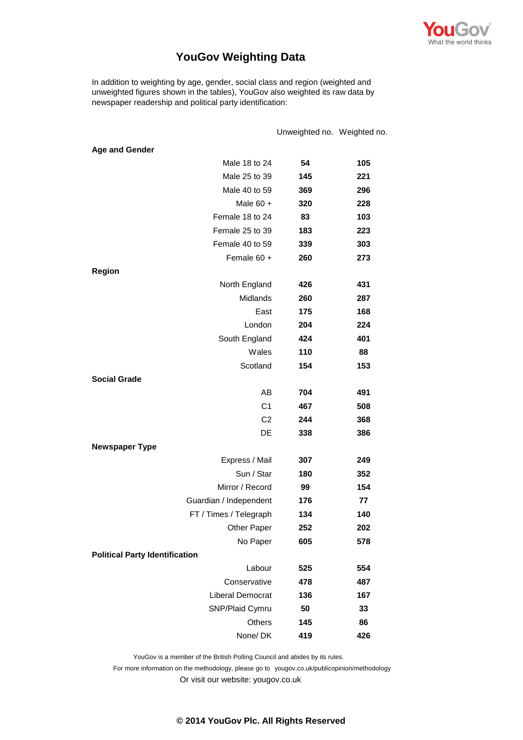# YouGov Weighting Data

In addition to weighting by age, gender, social class and region (weighted and unweighted figures shown in the tables), YouGov also weighted its raw data by newspaper readership and political party identification:

| | | Unweighted no. | Weighted no. |
|---|---|---|---|
| **Age and Gender** | | | |
| | Male 18 to 24 | **54** | **105** |
| | Male 25 to 39 | **145** | **221** |
| | Male 40 to 59 | **369** | **296** |
| | Male 60 + | **320** | **228** |
| | Female 18 to 24 | **83** | **103** |
| | Female 25 to 39 | **183** | **223** |
| | Female 40 to 59 | **339** | **303** |
| | Female 60 + | **260** | **273** |
| **Region** | | | |
| | North England | **426** | **431** |
| | Midlands | **260** | **287** |
| | East | **175** | **168** |
| | London | **204** | **224** |
| | South England | **424** | **401** |
| | Wales | **110** | **88** |
| | Scotland | **154** | **153** |
| **Social Grade** | | | |
| | AB | **704** | **491** |
| | C1 | **467** | **508** |
| | C2 | **244** | **368** |
| | DE | **338** | **386** |
| **Newspaper Type** | | | |
| | Express / Mail | **307** | **249** |
| | Sun / Star | **180** | **352** |
| | Mirror / Record | **99** | **154** |
| | Guardian / Independent | **176** | **77** |
| | FT / Times / Telegraph | **134** | **140** |
| | Other Paper | **252** | **202** |
| | No Paper | **605** | **578** |
| **Political Party Identification** | | | |
| | Labour | **525** | **554** |
| | Conservative | **478** | **487** |
| | Liberal Democrat | **136** | **167** |
| | SNP/Plaid Cymru | **50** | **33** |
| | Others | **145** | **86** |
| | None/ DK | **419** | **426** |

YouGov is a member of the British Polling Council and abides by its rules.

For more information on the methodology, please go to yougov.co.uk/publicopinion/methodology

Or visit our website: yougov.co.uk

**© 2014 YouGov Plc. All Rights Reserved**